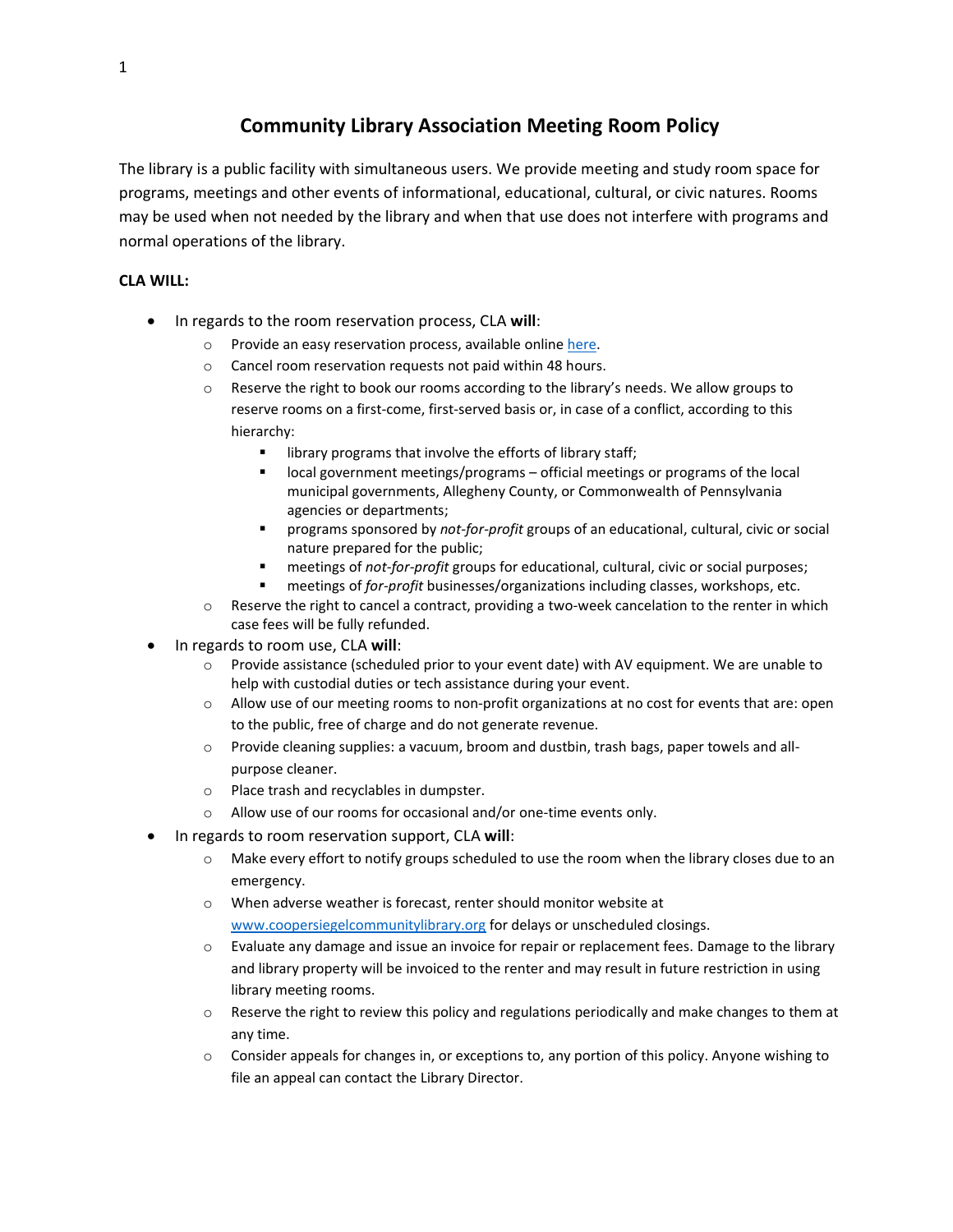# Community Library Association Meeting Room Policy

The library is a public facility with simultaneous users. We provide meeting and study room space for programs, meetings and other events of informational, educational, cultural, or civic natures. Rooms may be used when not needed by the library and when that use does not interfere with programs and normal operations of the library.

**CLA WILL:**

- In regards to the room reservation process, CLA **will**:
  - Provide an easy reservation process, available online [here](here).
  - Cancel room reservation requests not paid within 48 hours.
  - Reserve the right to book our rooms according to the library's needs. We allow groups to reserve rooms on a first-come, first-served basis or, in case of a conflict, according to this hierarchy:
    - library programs that involve the efforts of library staff;
    - local government meetings/programs – official meetings or programs of the local municipal governments, Allegheny County, or Commonwealth of Pennsylvania agencies or departments;
    - programs sponsored by *not-for-profit* groups of an educational, cultural, civic or social nature prepared for the public;
    - meetings of *not-for-profit* groups for educational, cultural, civic or social purposes;
    - meetings of *for-profit* businesses/organizations including classes, workshops, etc.
  - Reserve the right to cancel a contract, providing a two-week cancelation to the renter in which case fees will be fully refunded.
- In regards to room use, CLA **will**:
  - Provide assistance (scheduled prior to your event date) with AV equipment. We are unable to help with custodial duties or tech assistance during your event.
  - Allow use of our meeting rooms to non-profit organizations at no cost for events that are: open to the public, free of charge and do not generate revenue.
  - Provide cleaning supplies: a vacuum, broom and dustbin, trash bags, paper towels and all-purpose cleaner.
  - Place trash and recyclables in dumpster.
  - Allow use of our rooms for occasional and/or one-time events only.
- In regards to room reservation support, CLA **will**:
  - Make every effort to notify groups scheduled to use the room when the library closes due to an emergency.
  - When adverse weather is forecast, renter should monitor website at [www.coopersiegelcommunitylibrary.org](www.coopersiegelcommunitylibrary.org) for delays or unscheduled closings.
  - Evaluate any damage and issue an invoice for repair or replacement fees. Damage to the library and library property will be invoiced to the renter and may result in future restriction in using library meeting rooms.
  - Reserve the right to review this policy and regulations periodically and make changes to them at any time.
  - Consider appeals for changes in, or exceptions to, any portion of this policy. Anyone wishing to file an appeal can contact the Library Director.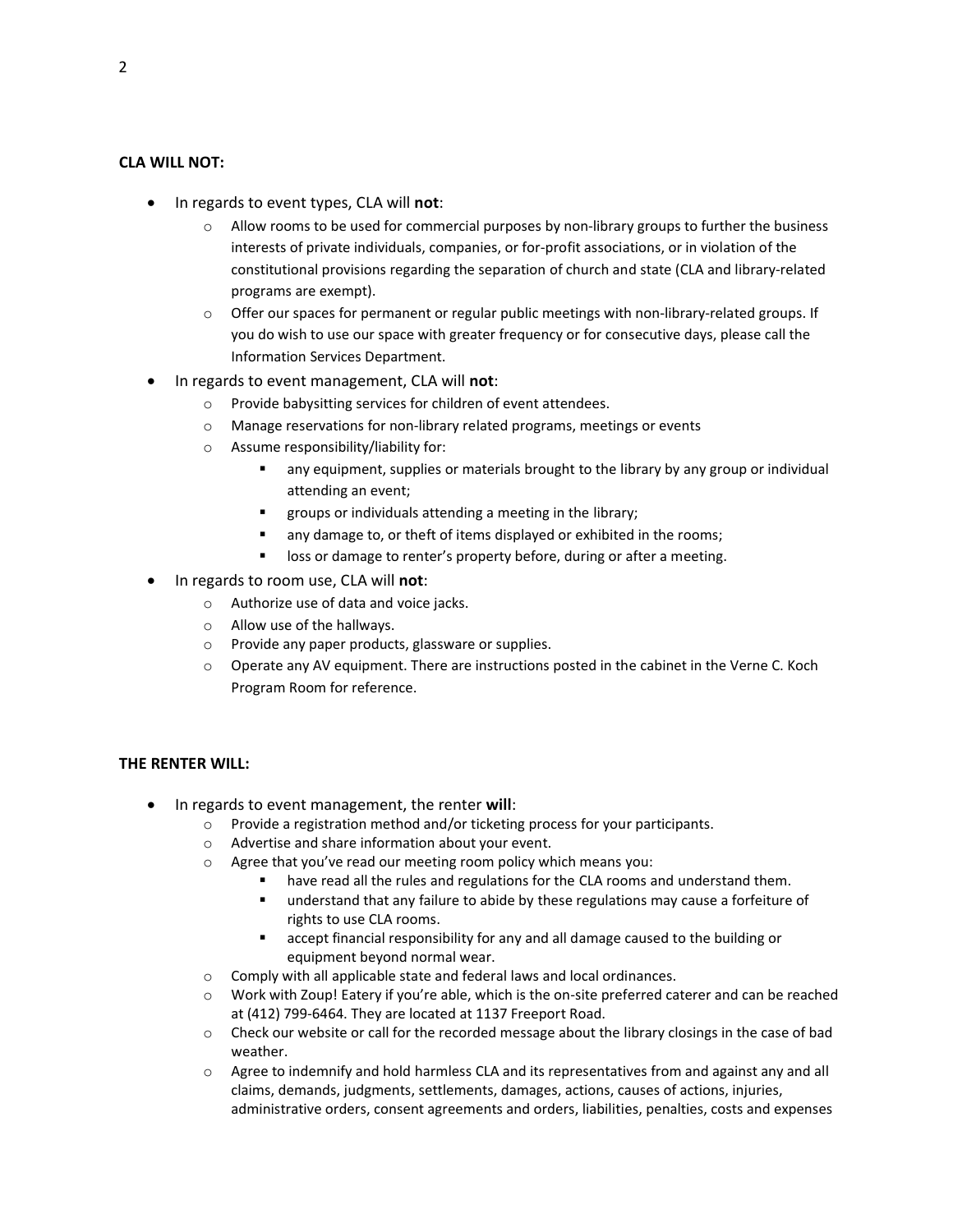**CLA WILL NOT:**

- In regards to event types, CLA will **not**:
  - Allow rooms to be used for commercial purposes by non-library groups to further the business interests of private individuals, companies, or for-profit associations, or in violation of the constitutional provisions regarding the separation of church and state (CLA and library-related programs are exempt).
  - Offer our spaces for permanent or regular public meetings with non-library-related groups. If you do wish to use our space with greater frequency or for consecutive days, please call the Information Services Department.
- In regards to event management, CLA will **not**:
  - Provide babysitting services for children of event attendees.
  - Manage reservations for non-library related programs, meetings or events
  - Assume responsibility/liability for:
    - any equipment, supplies or materials brought to the library by any group or individual attending an event;
    - groups or individuals attending a meeting in the library;
    - any damage to, or theft of items displayed or exhibited in the rooms;
    - loss or damage to renter's property before, during or after a meeting.
- In regards to room use, CLA will **not**:
  - Authorize use of data and voice jacks.
  - Allow use of the hallways.
  - Provide any paper products, glassware or supplies.
  - Operate any AV equipment. There are instructions posted in the cabinet in the Verne C. Koch Program Room for reference.

**THE RENTER WILL:**

- In regards to event management, the renter **will**:
  - Provide a registration method and/or ticketing process for your participants.
  - Advertise and share information about your event.
  - Agree that you've read our meeting room policy which means you:
    - have read all the rules and regulations for the CLA rooms and understand them.
    - understand that any failure to abide by these regulations may cause a forfeiture of rights to use CLA rooms.
    - accept financial responsibility for any and all damage caused to the building or equipment beyond normal wear.
  - Comply with all applicable state and federal laws and local ordinances.
  - Work with Zoup! Eatery if you're able, which is the on-site preferred caterer and can be reached at (412) 799-6464. They are located at 1137 Freeport Road.
  - Check our website or call for the recorded message about the library closings in the case of bad weather.
  - Agree to indemnify and hold harmless CLA and its representatives from and against any and all claims, demands, judgments, settlements, damages, actions, causes of actions, injuries, administrative orders, consent agreements and orders, liabilities, penalties, costs and expenses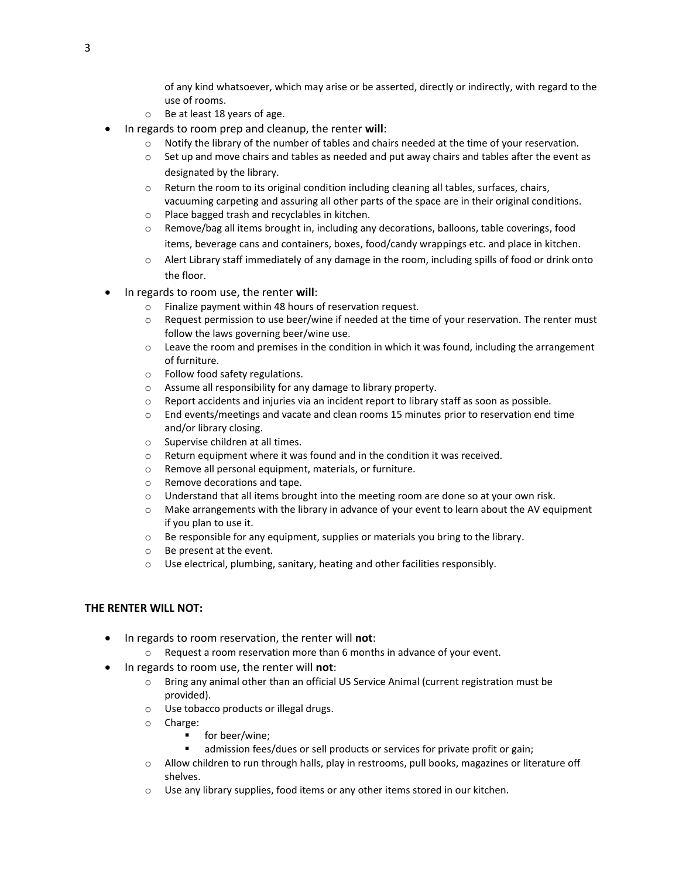of any kind whatsoever, which may arise or be asserted, directly or indirectly, with regard to the use of rooms.
    - Be at least 18 years of age.
- In regards to room prep and cleanup, the renter **will**:
    - Notify the library of the number of tables and chairs needed at the time of your reservation.
    - Set up and move chairs and tables as needed and put away chairs and tables after the event as designated by the library.
    - Return the room to its original condition including cleaning all tables, surfaces, chairs, vacuuming carpeting and assuring all other parts of the space are in their original conditions.
    - Place bagged trash and recyclables in kitchen.
    - Remove/bag all items brought in, including any decorations, balloons, table coverings, food items, beverage cans and containers, boxes, food/candy wrappings etc. and place in kitchen.
    - Alert Library staff immediately of any damage in the room, including spills of food or drink onto the floor.
- In regards to room use, the renter **will**:
    - Finalize payment within 48 hours of reservation request.
    - Request permission to use beer/wine if needed at the time of your reservation. The renter must follow the laws governing beer/wine use.
    - Leave the room and premises in the condition in which it was found, including the arrangement of furniture.
    - Follow food safety regulations.
    - Assume all responsibility for any damage to library property.
    - Report accidents and injuries via an incident report to library staff as soon as possible.
    - End events/meetings and vacate and clean rooms 15 minutes prior to reservation end time and/or library closing.
    - Supervise children at all times.
    - Return equipment where it was found and in the condition it was received.
    - Remove all personal equipment, materials, or furniture.
    - Remove decorations and tape.
    - Understand that all items brought into the meeting room are done so at your own risk.
    - Make arrangements with the library in advance of your event to learn about the AV equipment if you plan to use it.
    - Be responsible for any equipment, supplies or materials you bring to the library.
    - Be present at the event.
    - Use electrical, plumbing, sanitary, heating and other facilities responsibly.

**THE RENTER WILL NOT:**

- In regards to room reservation, the renter will **not**:
    - Request a room reservation more than 6 months in advance of your event.
- In regards to room use, the renter will **not**:
    - Bring any animal other than an official US Service Animal (current registration must be provided).
    - Use tobacco products or illegal drugs.
    - Charge:
        - for beer/wine;
        - admission fees/dues or sell products or services for private profit or gain;
    - Allow children to run through halls, play in restrooms, pull books, magazines or literature off shelves.
    - Use any library supplies, food items or any other items stored in our kitchen.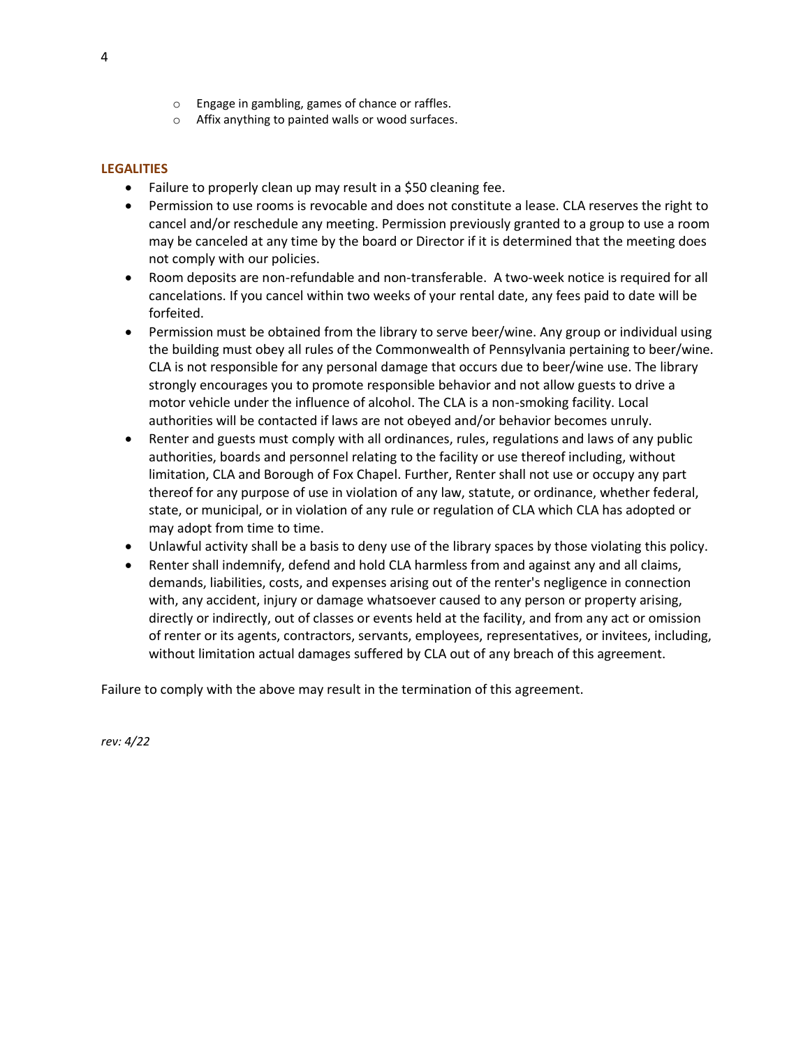- Engage in gambling, games of chance or raffles.
- Affix anything to painted walls or wood surfaces.

## LEGALITIES

- Failure to properly clean up may result in a $50 cleaning fee.
- Permission to use rooms is revocable and does not constitute a lease. CLA reserves the right to cancel and/or reschedule any meeting. Permission previously granted to a group to use a room may be canceled at any time by the board or Director if it is determined that the meeting does not comply with our policies.
- Room deposits are non-refundable and non-transferable. A two-week notice is required for all cancelations. If you cancel within two weeks of your rental date, any fees paid to date will be forfeited.
- Permission must be obtained from the library to serve beer/wine. Any group or individual using the building must obey all rules of the Commonwealth of Pennsylvania pertaining to beer/wine. CLA is not responsible for any personal damage that occurs due to beer/wine use. The library strongly encourages you to promote responsible behavior and not allow guests to drive a motor vehicle under the influence of alcohol. The CLA is a non-smoking facility. Local authorities will be contacted if laws are not obeyed and/or behavior becomes unruly.
- Renter and guests must comply with all ordinances, rules, regulations and laws of any public authorities, boards and personnel relating to the facility or use thereof including, without limitation, CLA and Borough of Fox Chapel. Further, Renter shall not use or occupy any part thereof for any purpose of use in violation of any law, statute, or ordinance, whether federal, state, or municipal, or in violation of any rule or regulation of CLA which CLA has adopted or may adopt from time to time.
- Unlawful activity shall be a basis to deny use of the library spaces by those violating this policy.
- Renter shall indemnify, defend and hold CLA harmless from and against any and all claims, demands, liabilities, costs, and expenses arising out of the renter's negligence in connection with, any accident, injury or damage whatsoever caused to any person or property arising, directly or indirectly, out of classes or events held at the facility, and from any act or omission of renter or its agents, contractors, servants, employees, representatives, or invitees, including, without limitation actual damages suffered by CLA out of any breach of this agreement.

Failure to comply with the above may result in the termination of this agreement.

*rev: 4/22*